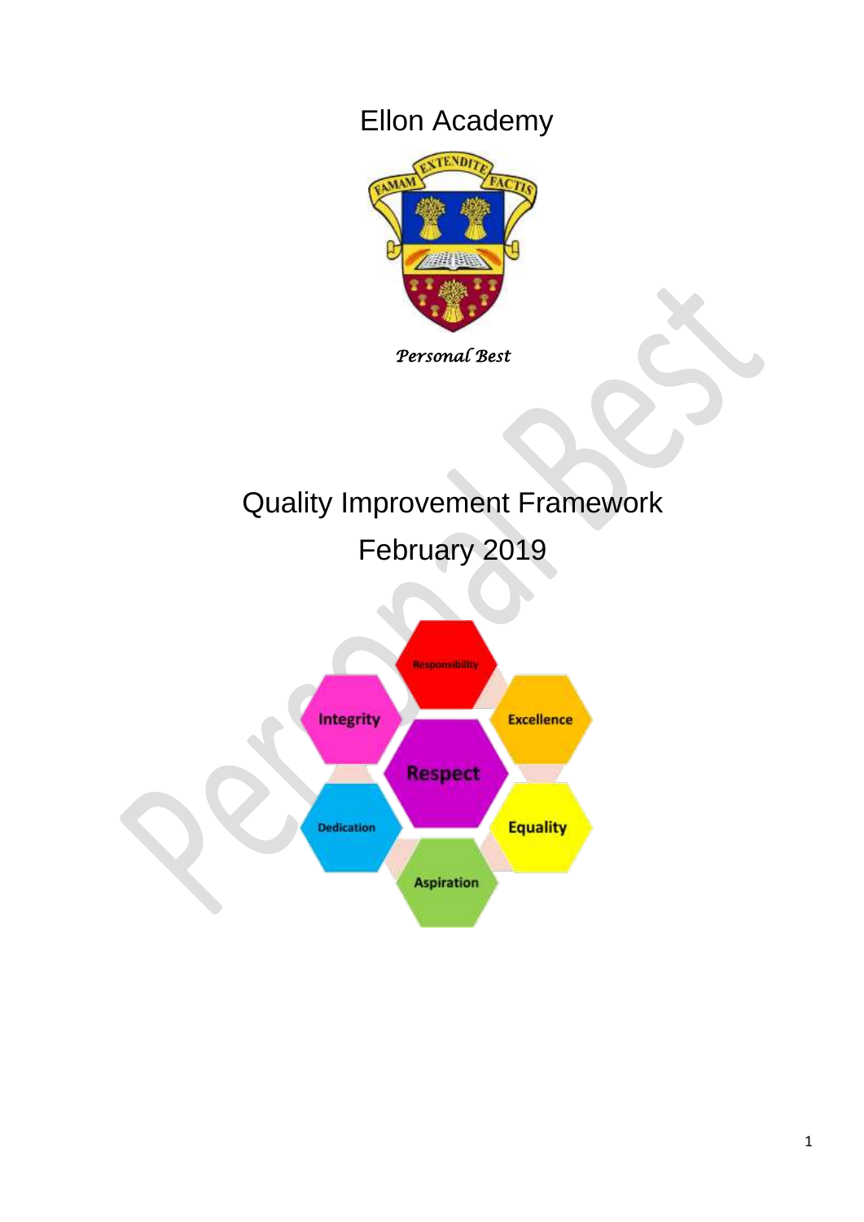# Ellon Academy

*Personal Best*

# Quality Improvement Framework

# February 2019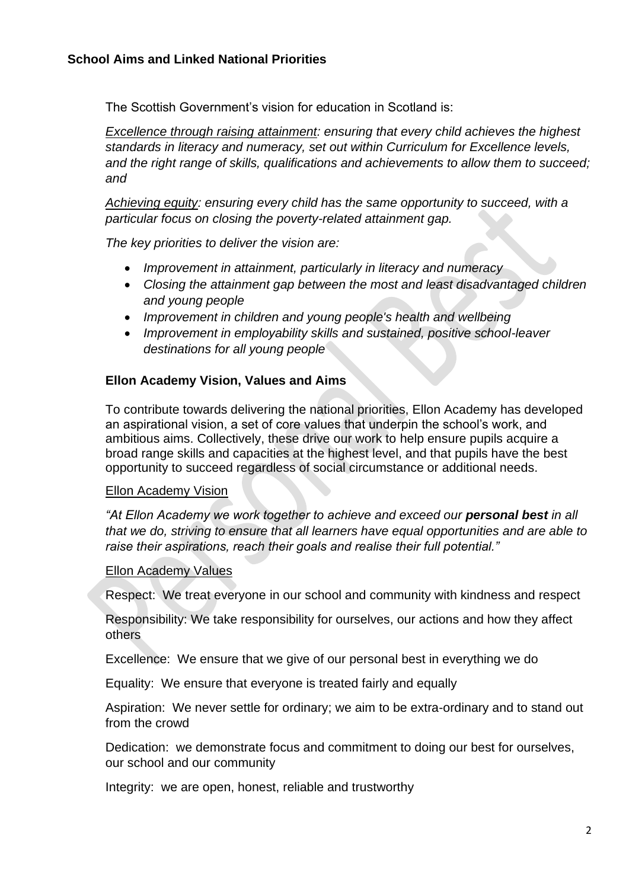## School Aims and Linked National Priorities

The Scottish Government's vision for education in Scotland is:

*<u>Excellence through raising attainment</u>: ensuring that every child achieves the highest standards in literacy and numeracy, set out within Curriculum for Excellence levels, and the right range of skills, qualifications and achievements to allow them to succeed; and*

*<u>Achieving equity</u>: ensuring every child has the same opportunity to succeed, with a particular focus on closing the poverty-related attainment gap.*

*The key priorities to deliver the vision are:*

- *Improvement in attainment, particularly in literacy and numeracy*
- *Closing the attainment gap between the most and least disadvantaged children and young people*
- *Improvement in children and young people's health and wellbeing*
- *Improvement in employability skills and sustained, positive school-leaver destinations for all young people*

### Ellon Academy Vision, Values and Aims

To contribute towards delivering the national priorities, Ellon Academy has developed an aspirational vision, a set of core values that underpin the school's work, and ambitious aims. Collectively, these drive our work to help ensure pupils acquire a broad range skills and capacities at the highest level, and that pupils have the best opportunity to succeed regardless of social circumstance or additional needs.

<u>Ellon Academy Vision</u>

*"At Ellon Academy we work together to achieve and exceed our **personal best** in all that we do, striving to ensure that all learners have equal opportunities and are able to raise their aspirations, reach their goals and realise their full potential."*

<u>Ellon Academy Values</u>

Respect: We treat everyone in our school and community with kindness and respect

Responsibility: We take responsibility for ourselves, our actions and how they affect others

Excellence: We ensure that we give of our personal best in everything we do

Equality: We ensure that everyone is treated fairly and equally

Aspiration: We never settle for ordinary; we aim to be extra-ordinary and to stand out from the crowd

Dedication: we demonstrate focus and commitment to doing our best for ourselves, our school and our community

Integrity: we are open, honest, reliable and trustworthy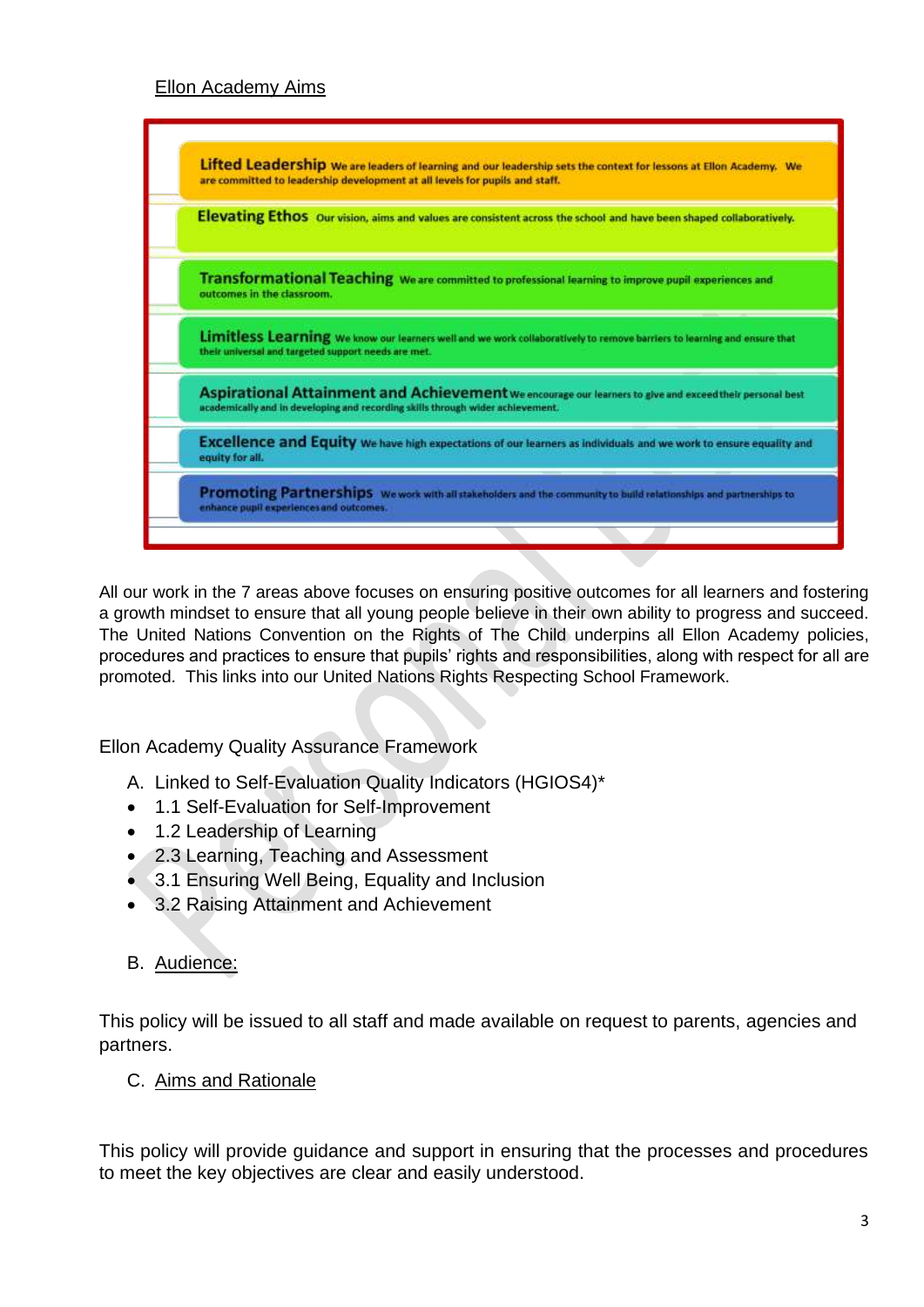Ellon Academy Aims

**Lifted Leadership** We are leaders of learning and our leadership sets the context for lessons at Ellon Academy. We are committed to leadership development at all levels for pupils and staff.

**Elevating Ethos** Our vision, aims and values are consistent across the school and have been shaped collaboratively.

**Transformational Teaching** We are committed to professional learning to improve pupil experiences and outcomes in the classroom.

**Limitless Learning** We know our learners well and we work collaboratively to remove barriers to learning and ensure that their universal and targeted support needs are met.

**Aspirational Attainment and Achievement** We encourage our learners to give and exceed their personal best academically and in developing and recording skills through wider achievement.

**Excellence and Equity** We have high expectations of our learners as individuals and we work to ensure equality and equity for all.

**Promoting Partnerships** We work with all stakeholders and the community to build relationships and partnerships to enhance pupil experiences and outcomes.

All our work in the 7 areas above focuses on ensuring positive outcomes for all learners and fostering a growth mindset to ensure that all young people believe in their own ability to progress and succeed. The United Nations Convention on the Rights of The Child underpins all Ellon Academy policies, procedures and practices to ensure that pupils' rights and responsibilities, along with respect for all are promoted. This links into our United Nations Rights Respecting School Framework.

Ellon Academy Quality Assurance Framework

A. Linked to Self-Evaluation Quality Indicators (HGIOS4)*

- 1.1 Self-Evaluation for Self-Improvement
- 1.2 Leadership of Learning
- 2.3 Learning, Teaching and Assessment
- 3.1 Ensuring Well Being, Equality and Inclusion
- 3.2 Raising Attainment and Achievement

B. Audience:

This policy will be issued to all staff and made available on request to parents, agencies and partners.

C. Aims and Rationale

This policy will provide guidance and support in ensuring that the processes and procedures to meet the key objectives are clear and easily understood.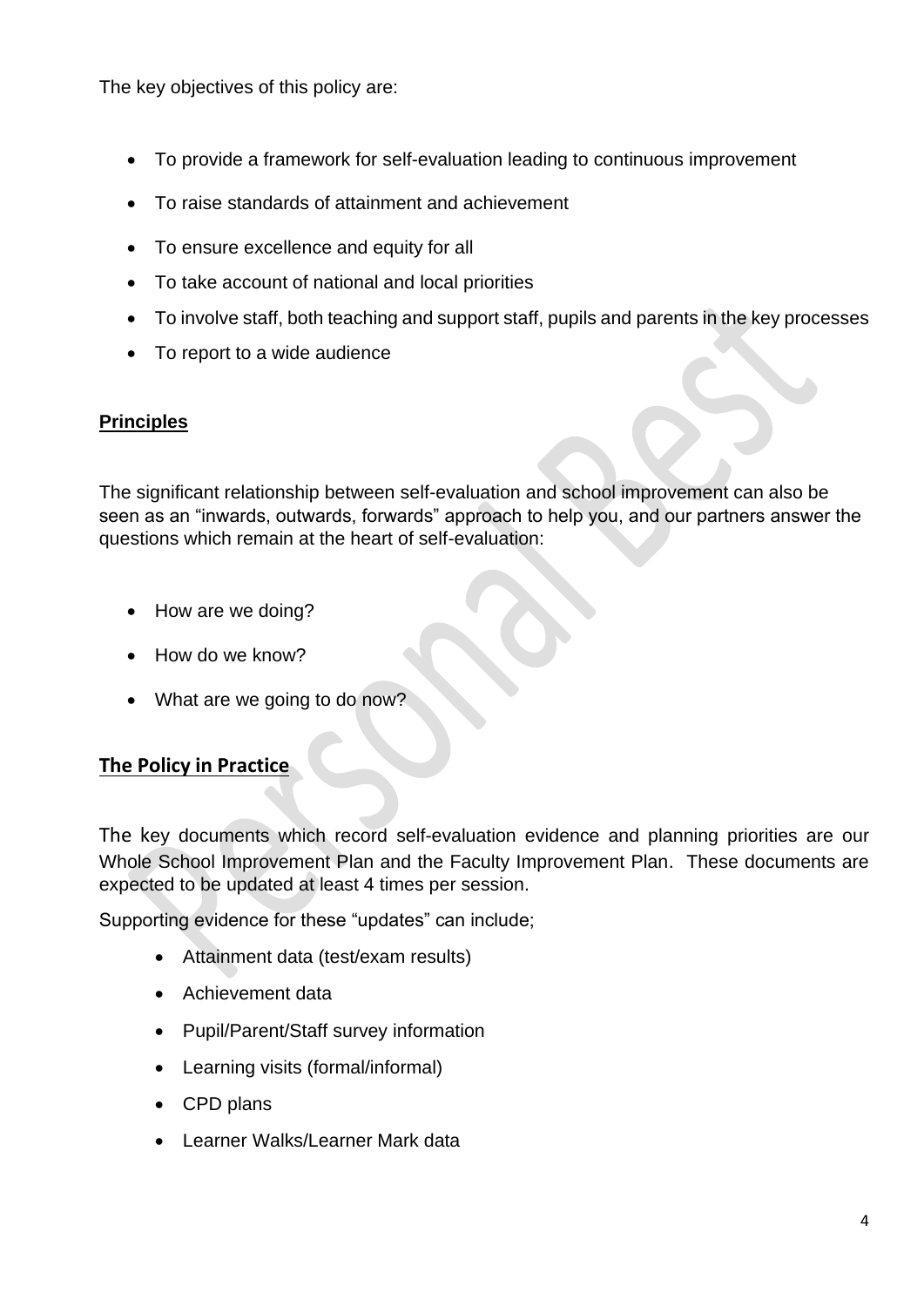The key objectives of this policy are:

- To provide a framework for self-evaluation leading to continuous improvement
- To raise standards of attainment and achievement
- To ensure excellence and equity for all
- To take account of national and local priorities
- To involve staff, both teaching and support staff, pupils and parents in the key processes
- To report to a wide audience

## Principles

The significant relationship between self-evaluation and school improvement can also be seen as an "inwards, outwards, forwards" approach to help you, and our partners answer the questions which remain at the heart of self-evaluation:

- How are we doing?
- How do we know?
- What are we going to do now?

## The Policy in Practice

The key documents which record self-evaluation evidence and planning priorities are our Whole School Improvement Plan and the Faculty Improvement Plan. These documents are expected to be updated at least 4 times per session.

Supporting evidence for these "updates" can include;

- Attainment data (test/exam results)
- Achievement data
- Pupil/Parent/Staff survey information
- Learning visits (formal/informal)
- CPD plans
- Learner Walks/Learner Mark data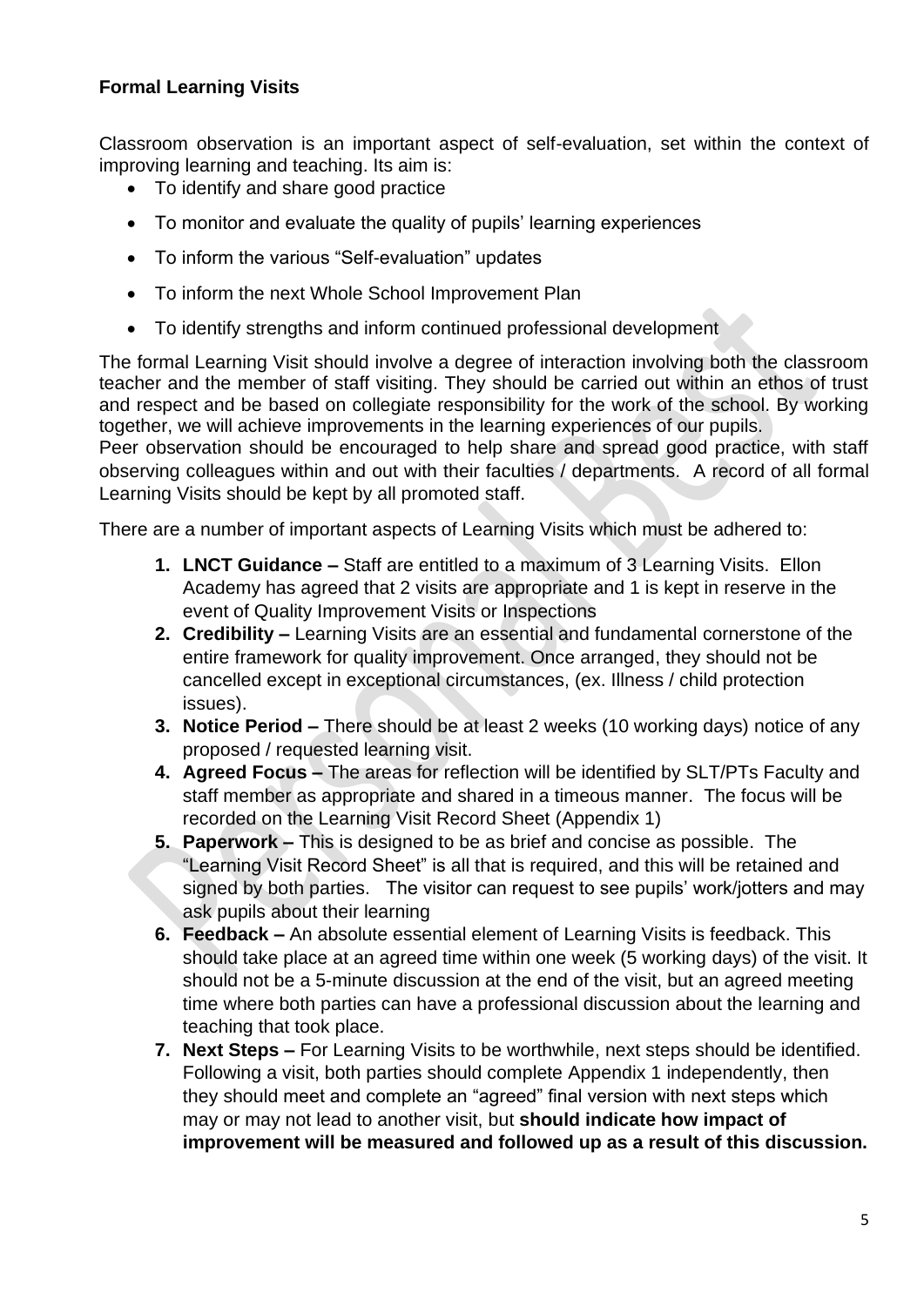**Formal Learning Visits**

Classroom observation is an important aspect of self-evaluation, set within the context of improving learning and teaching. Its aim is:

- To identify and share good practice
- To monitor and evaluate the quality of pupils' learning experiences
- To inform the various "Self-evaluation" updates
- To inform the next Whole School Improvement Plan
- To identify strengths and inform continued professional development

The formal Learning Visit should involve a degree of interaction involving both the classroom teacher and the member of staff visiting. They should be carried out within an ethos of trust and respect and be based on collegiate responsibility for the work of the school. By working together, we will achieve improvements in the learning experiences of our pupils.

Peer observation should be encouraged to help share and spread good practice, with staff observing colleagues within and out with their faculties / departments. A record of all formal Learning Visits should be kept by all promoted staff.

There are a number of important aspects of Learning Visits which must be adhered to:

1. **LNCT Guidance –** Staff are entitled to a maximum of 3 Learning Visits. Ellon Academy has agreed that 2 visits are appropriate and 1 is kept in reserve in the event of Quality Improvement Visits or Inspections
2. **Credibility –** Learning Visits are an essential and fundamental cornerstone of the entire framework for quality improvement. Once arranged, they should not be cancelled except in exceptional circumstances, (ex. Illness / child protection issues).
3. **Notice Period –** There should be at least 2 weeks (10 working days) notice of any proposed / requested learning visit.
4. **Agreed Focus –** The areas for reflection will be identified by SLT/PTs Faculty and staff member as appropriate and shared in a timeous manner. The focus will be recorded on the Learning Visit Record Sheet (Appendix 1)
5. **Paperwork –** This is designed to be as brief and concise as possible. The "Learning Visit Record Sheet" is all that is required, and this will be retained and signed by both parties. The visitor can request to see pupils' work/jotters and may ask pupils about their learning
6. **Feedback –** An absolute essential element of Learning Visits is feedback. This should take place at an agreed time within one week (5 working days) of the visit. It should not be a 5-minute discussion at the end of the visit, but an agreed meeting time where both parties can have a professional discussion about the learning and teaching that took place.
7. **Next Steps –** For Learning Visits to be worthwhile, next steps should be identified. Following a visit, both parties should complete Appendix 1 independently, then they should meet and complete an "agreed" final version with next steps which may or may not lead to another visit, but **should indicate how impact of improvement will be measured and followed up as a result of this discussion.**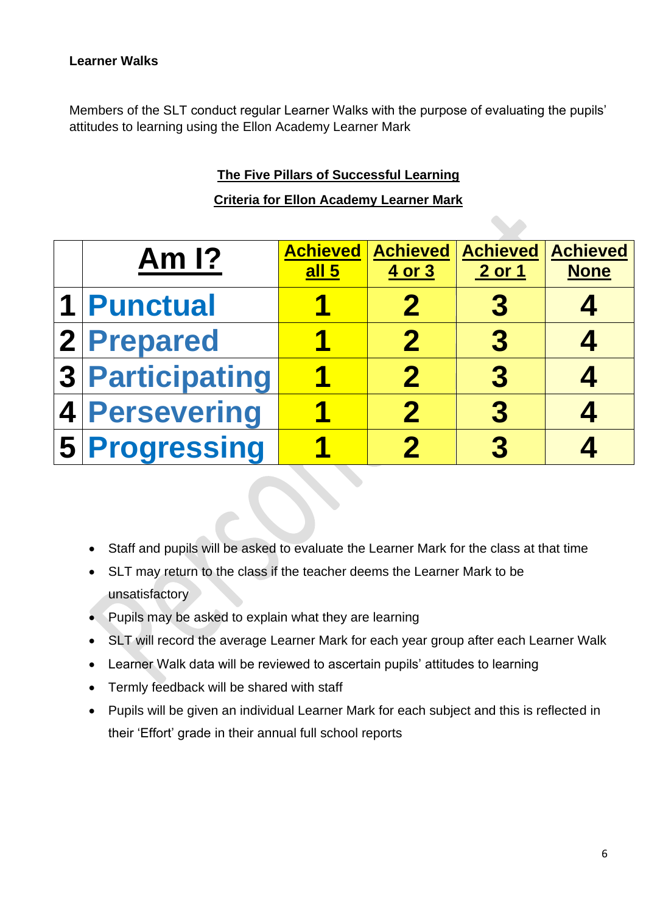**Learner Walks**

Members of the SLT conduct regular Learner Walks with the purpose of evaluating the pupils' attitudes to learning using the Ellon Academy Learner Mark

**The Five Pillars of Successful Learning**

**Criteria for Ellon Academy Learner Mark**

| | Am I? | Achieved all 5 | Achieved 4 or 3 | Achieved 2 or 1 | Achieved None |
|---|---|---|---|---|---|
| 1 | Punctual | 1 | 2 | 3 | 4 |
| 2 | Prepared | 1 | 2 | 3 | 4 |
| 3 | Participating | 1 | 2 | 3 | 4 |
| 4 | Persevering | 1 | 2 | 3 | 4 |
| 5 | Progressing | 1 | 2 | 3 | 4 |

- Staff and pupils will be asked to evaluate the Learner Mark for the class at that time
- SLT may return to the class if the teacher deems the Learner Mark to be unsatisfactory
- Pupils may be asked to explain what they are learning
- SLT will record the average Learner Mark for each year group after each Learner Walk
- Learner Walk data will be reviewed to ascertain pupils' attitudes to learning
- Termly feedback will be shared with staff
- Pupils will be given an individual Learner Mark for each subject and this is reflected in their 'Effort' grade in their annual full school reports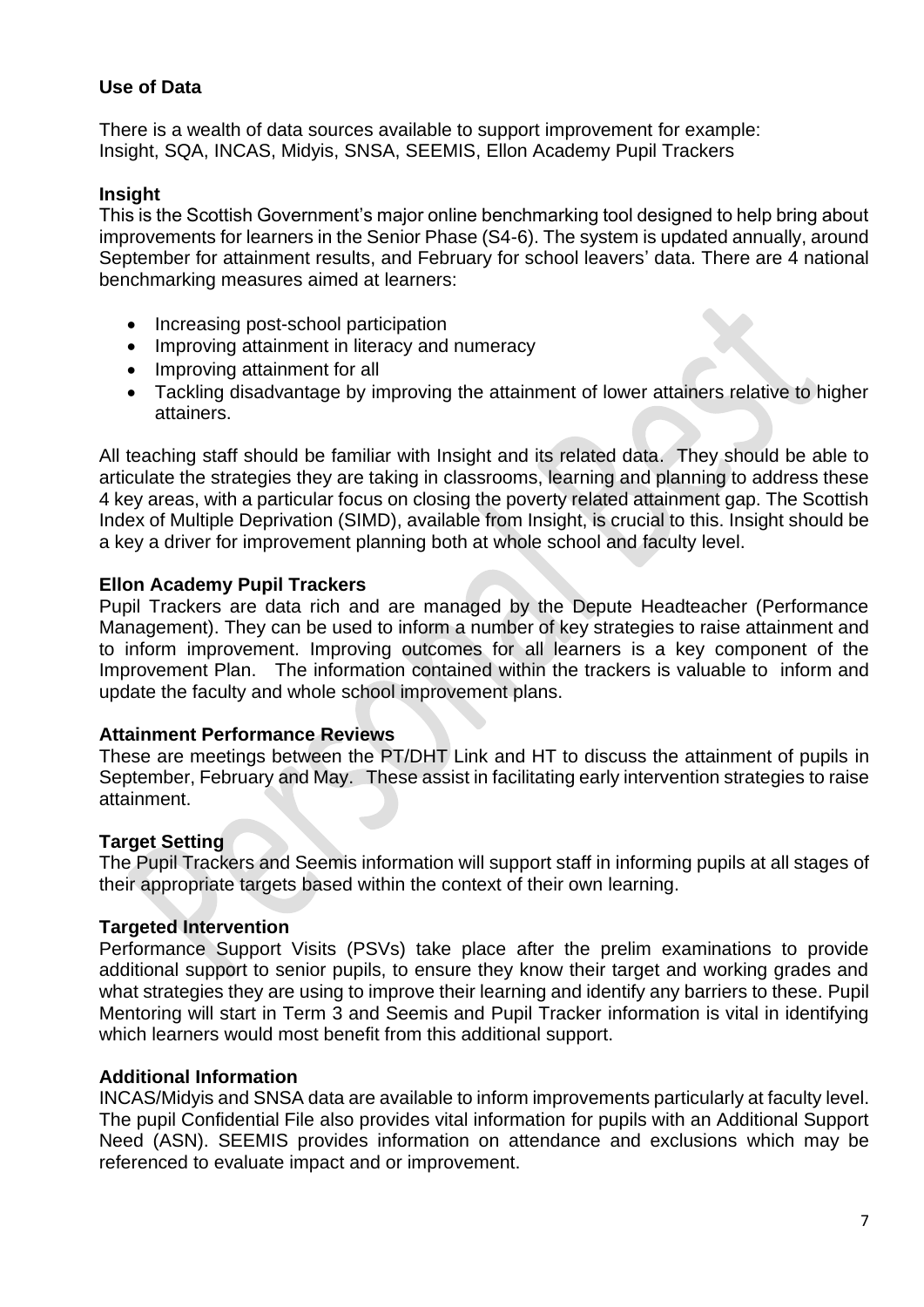## Use of Data

There is a wealth of data sources available to support improvement for example: Insight, SQA, INCAS, Midyis, SNSA, SEEMIS, Ellon Academy Pupil Trackers

### Insight

This is the Scottish Government's major online benchmarking tool designed to help bring about improvements for learners in the Senior Phase (S4-6). The system is updated annually, around September for attainment results, and February for school leavers' data. There are 4 national benchmarking measures aimed at learners:

- Increasing post-school participation
- Improving attainment in literacy and numeracy
- Improving attainment for all
- Tackling disadvantage by improving the attainment of lower attainers relative to higher attainers.

All teaching staff should be familiar with Insight and its related data. They should be able to articulate the strategies they are taking in classrooms, learning and planning to address these 4 key areas, with a particular focus on closing the poverty related attainment gap. The Scottish Index of Multiple Deprivation (SIMD), available from Insight, is crucial to this. Insight should be a key a driver for improvement planning both at whole school and faculty level.

### Ellon Academy Pupil Trackers

Pupil Trackers are data rich and are managed by the Depute Headteacher (Performance Management). They can be used to inform a number of key strategies to raise attainment and to inform improvement. Improving outcomes for all learners is a key component of the Improvement Plan. The information contained within the trackers is valuable to inform and update the faculty and whole school improvement plans.

### Attainment Performance Reviews

These are meetings between the PT/DHT Link and HT to discuss the attainment of pupils in September, February and May. These assist in facilitating early intervention strategies to raise attainment.

### Target Setting

The Pupil Trackers and Seemis information will support staff in informing pupils at all stages of their appropriate targets based within the context of their own learning.

### Targeted Intervention

Performance Support Visits (PSVs) take place after the prelim examinations to provide additional support to senior pupils, to ensure they know their target and working grades and what strategies they are using to improve their learning and identify any barriers to these. Pupil Mentoring will start in Term 3 and Seemis and Pupil Tracker information is vital in identifying which learners would most benefit from this additional support.

### Additional Information

INCAS/Midyis and SNSA data are available to inform improvements particularly at faculty level. The pupil Confidential File also provides vital information for pupils with an Additional Support Need (ASN). SEEMIS provides information on attendance and exclusions which may be referenced to evaluate impact and or improvement.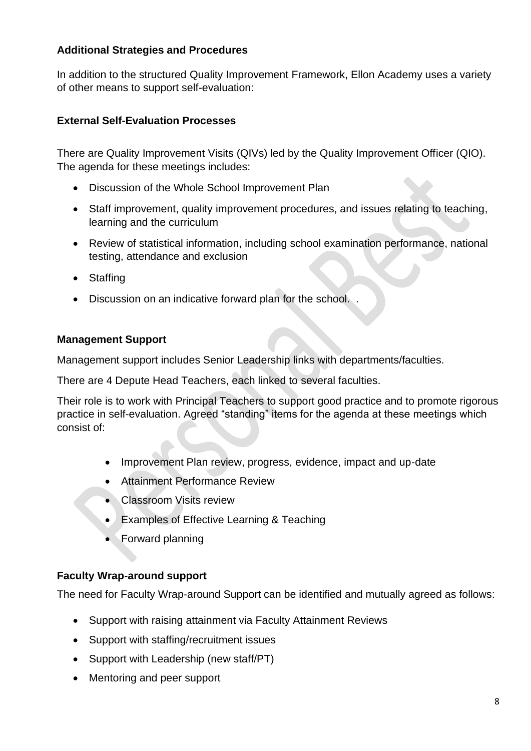**Additional Strategies and Procedures**

In addition to the structured Quality Improvement Framework, Ellon Academy uses a variety of other means to support self-evaluation:

**External Self-Evaluation Processes**

There are Quality Improvement Visits (QIVs) led by the Quality Improvement Officer (QIO). The agenda for these meetings includes:

- Discussion of the Whole School Improvement Plan
- Staff improvement, quality improvement procedures, and issues relating to teaching, learning and the curriculum
- Review of statistical information, including school examination performance, national testing, attendance and exclusion
- Staffing
- Discussion on an indicative forward plan for the school. .

**Management Support**

Management support includes Senior Leadership links with departments/faculties.

There are 4 Depute Head Teachers, each linked to several faculties.

Their role is to work with Principal Teachers to support good practice and to promote rigorous practice in self-evaluation. Agreed "standing" items for the agenda at these meetings which consist of:

- Improvement Plan review, progress, evidence, impact and up-date
- Attainment Performance Review
- Classroom Visits review
- Examples of Effective Learning & Teaching
- Forward planning

**Faculty Wrap-around support**

The need for Faculty Wrap-around Support can be identified and mutually agreed as follows:

- Support with raising attainment via Faculty Attainment Reviews
- Support with staffing/recruitment issues
- Support with Leadership (new staff/PT)
- Mentoring and peer support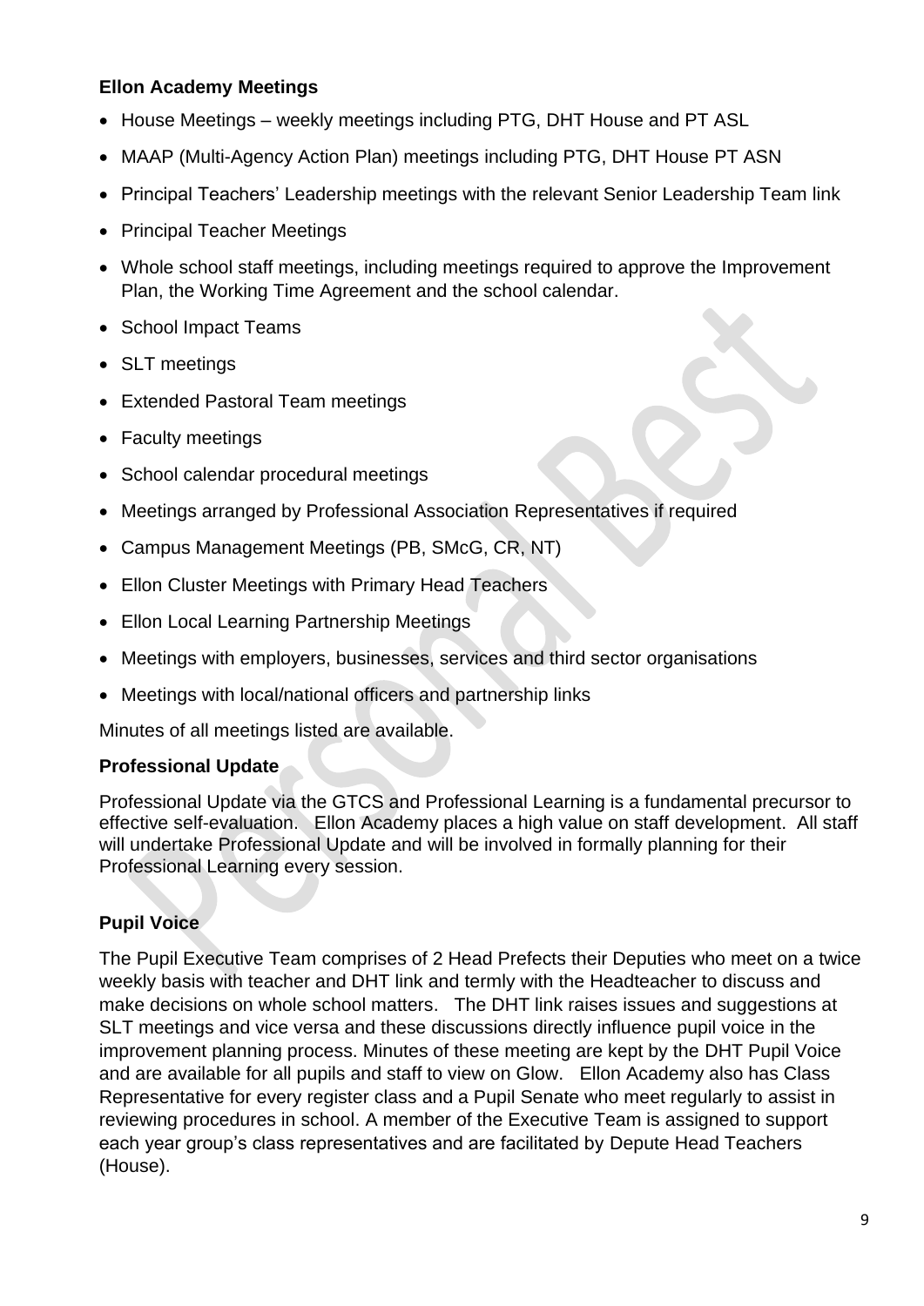**Ellon Academy Meetings**

- House Meetings – weekly meetings including PTG, DHT House and PT ASL
- MAAP (Multi-Agency Action Plan) meetings including PTG, DHT House PT ASN
- Principal Teachers' Leadership meetings with the relevant Senior Leadership Team link
- Principal Teacher Meetings
- Whole school staff meetings, including meetings required to approve the Improvement Plan, the Working Time Agreement and the school calendar.
- School Impact Teams
- SLT meetings
- Extended Pastoral Team meetings
- Faculty meetings
- School calendar procedural meetings
- Meetings arranged by Professional Association Representatives if required
- Campus Management Meetings (PB, SMcG, CR, NT)
- Ellon Cluster Meetings with Primary Head Teachers
- Ellon Local Learning Partnership Meetings
- Meetings with employers, businesses, services and third sector organisations
- Meetings with local/national officers and partnership links

Minutes of all meetings listed are available.

**Professional Update**

Professional Update via the GTCS and Professional Learning is a fundamental precursor to effective self-evaluation. Ellon Academy places a high value on staff development. All staff will undertake Professional Update and will be involved in formally planning for their Professional Learning every session.

**Pupil Voice**

The Pupil Executive Team comprises of 2 Head Prefects their Deputies who meet on a twice weekly basis with teacher and DHT link and termly with the Headteacher to discuss and make decisions on whole school matters. The DHT link raises issues and suggestions at SLT meetings and vice versa and these discussions directly influence pupil voice in the improvement planning process. Minutes of these meeting are kept by the DHT Pupil Voice and are available for all pupils and staff to view on Glow. Ellon Academy also has Class Representative for every register class and a Pupil Senate who meet regularly to assist in reviewing procedures in school. A member of the Executive Team is assigned to support each year group's class representatives and are facilitated by Depute Head Teachers (House).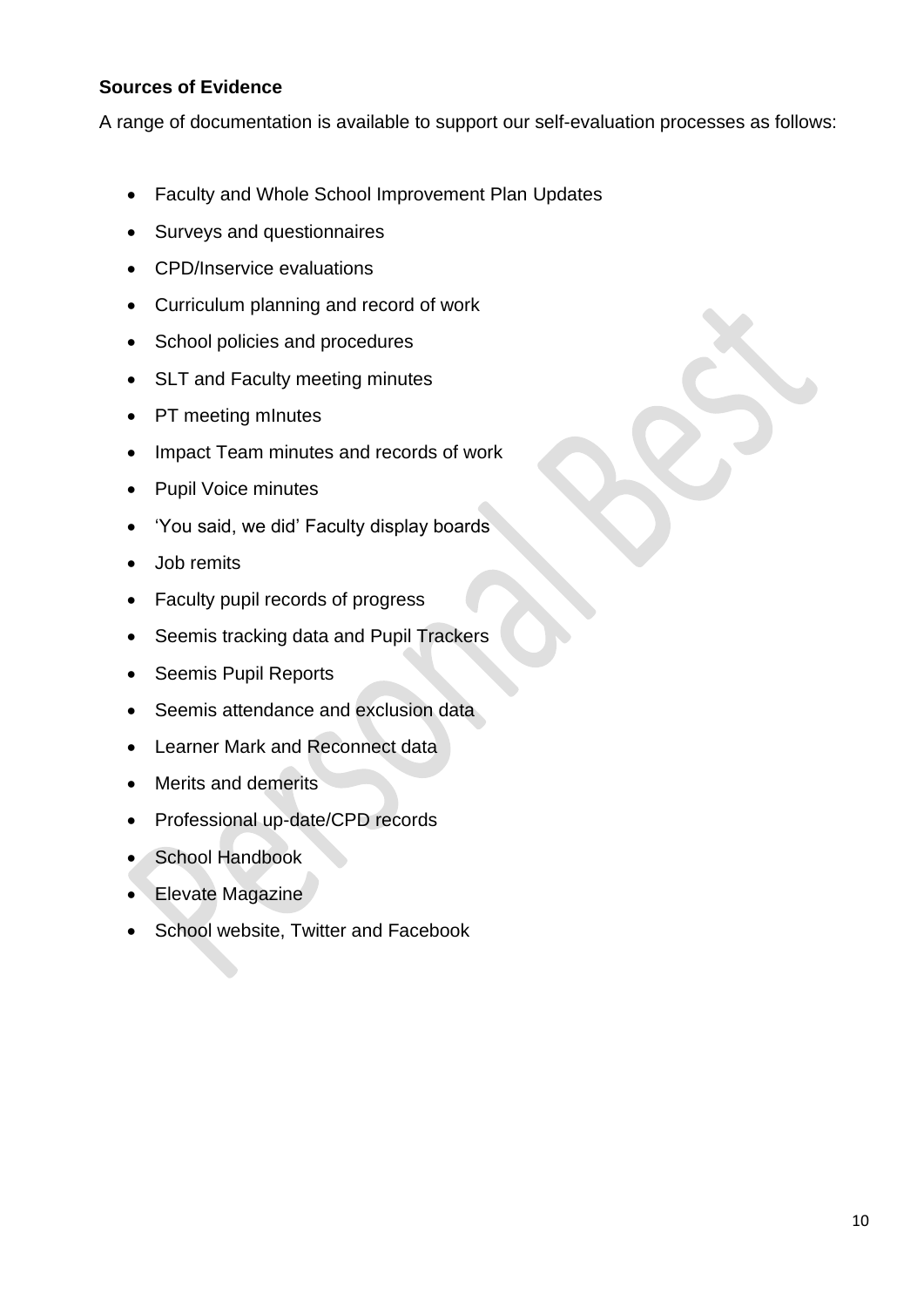**Sources of Evidence**

A range of documentation is available to support our self-evaluation processes as follows:

- Faculty and Whole School Improvement Plan Updates
- Surveys and questionnaires
- CPD/Inservice evaluations
- Curriculum planning and record of work
- School policies and procedures
- SLT and Faculty meeting minutes
- PT meeting mInutes
- Impact Team minutes and records of work
- Pupil Voice minutes
- 'You said, we did' Faculty display boards
- Job remits
- Faculty pupil records of progress
- Seemis tracking data and Pupil Trackers
- Seemis Pupil Reports
- Seemis attendance and exclusion data
- Learner Mark and Reconnect data
- Merits and demerits
- Professional up-date/CPD records
- School Handbook
- Elevate Magazine
- School website, Twitter and Facebook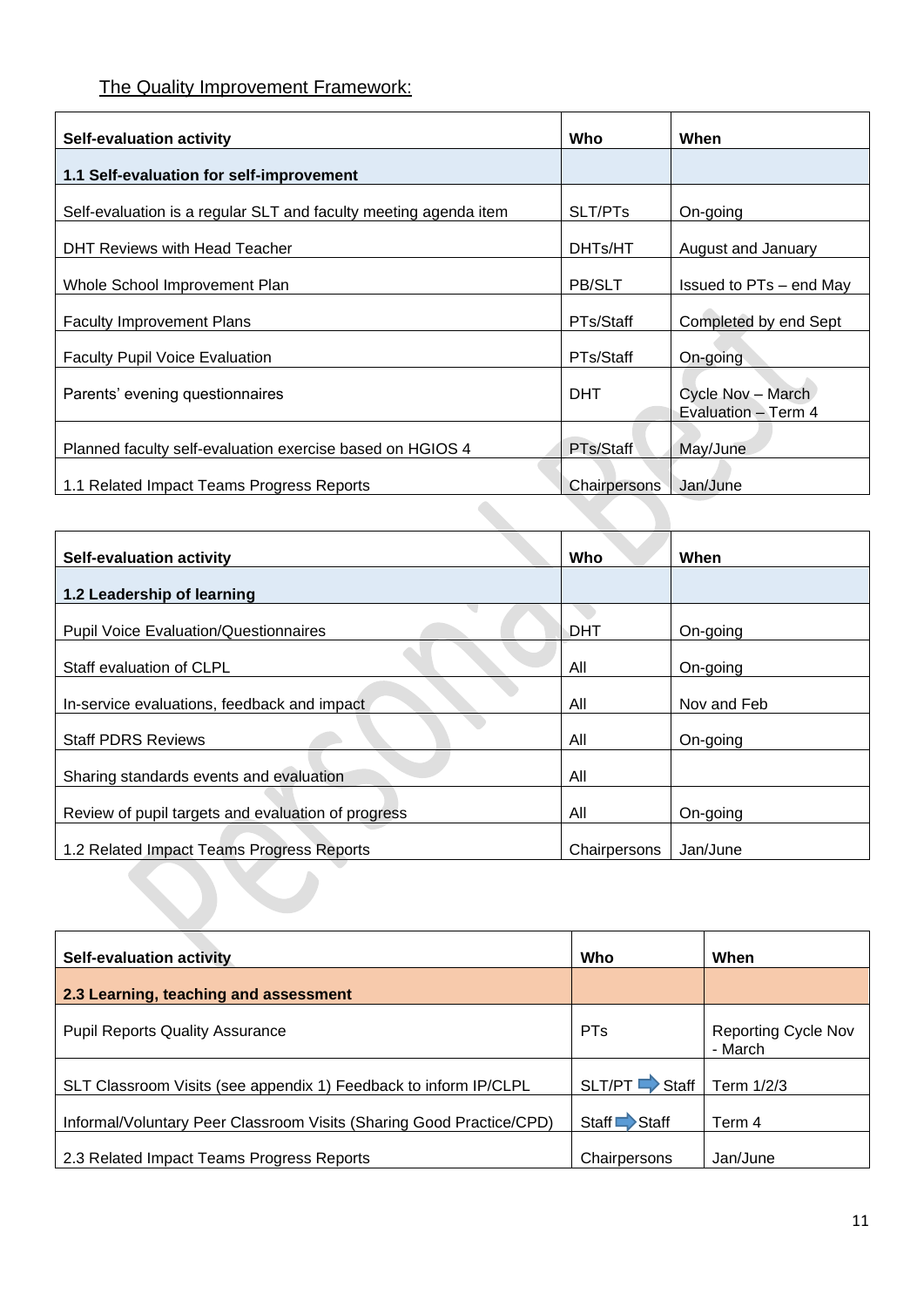The Quality Improvement Framework:

| Self-evaluation activity | Who | When |
|---|---|---|
| **1.1 Self-evaluation for self-improvement** | | |
| Self-evaluation is a regular SLT and faculty meeting agenda item | SLT/PTs | On-going |
| DHT Reviews with Head Teacher | DHTs/HT | August and January |
| Whole School Improvement Plan | PB/SLT | Issued to PTs – end May |
| Faculty Improvement Plans | PTs/Staff | Completed by end Sept |
| Faculty Pupil Voice Evaluation | PTs/Staff | On-going |
| Parents' evening questionnaires | DHT | Cycle Nov – March Evaluation – Term 4 |
| Planned faculty self-evaluation exercise based on HGIOS 4 | PTs/Staff | May/June |
| 1.1 Related Impact Teams Progress Reports | Chairpersons | Jan/June |

| Self-evaluation activity | Who | When |
|---|---|---|
| **1.2 Leadership of learning** | | |
| Pupil Voice Evaluation/Questionnaires | DHT | On-going |
| Staff evaluation of CLPL | All | On-going |
| In-service evaluations, feedback and impact | All | Nov and Feb |
| Staff PDRS Reviews | All | On-going |
| Sharing standards events and evaluation | All | |
| Review of pupil targets and evaluation of progress | All | On-going |
| 1.2 Related Impact Teams Progress Reports | Chairpersons | Jan/June |

| Self-evaluation activity | Who | When |
|---|---|---|
| **2.3 Learning, teaching and assessment** | | |
| Pupil Reports Quality Assurance | PTs | Reporting Cycle Nov - March |
| SLT Classroom Visits (see appendix 1) Feedback to inform IP/CLPL | SLT/PT → Staff | Term 1/2/3 |
| Informal/Voluntary Peer Classroom Visits (Sharing Good Practice/CPD) | Staff → Staff | Term 4 |
| 2.3 Related Impact Teams Progress Reports | Chairpersons | Jan/June |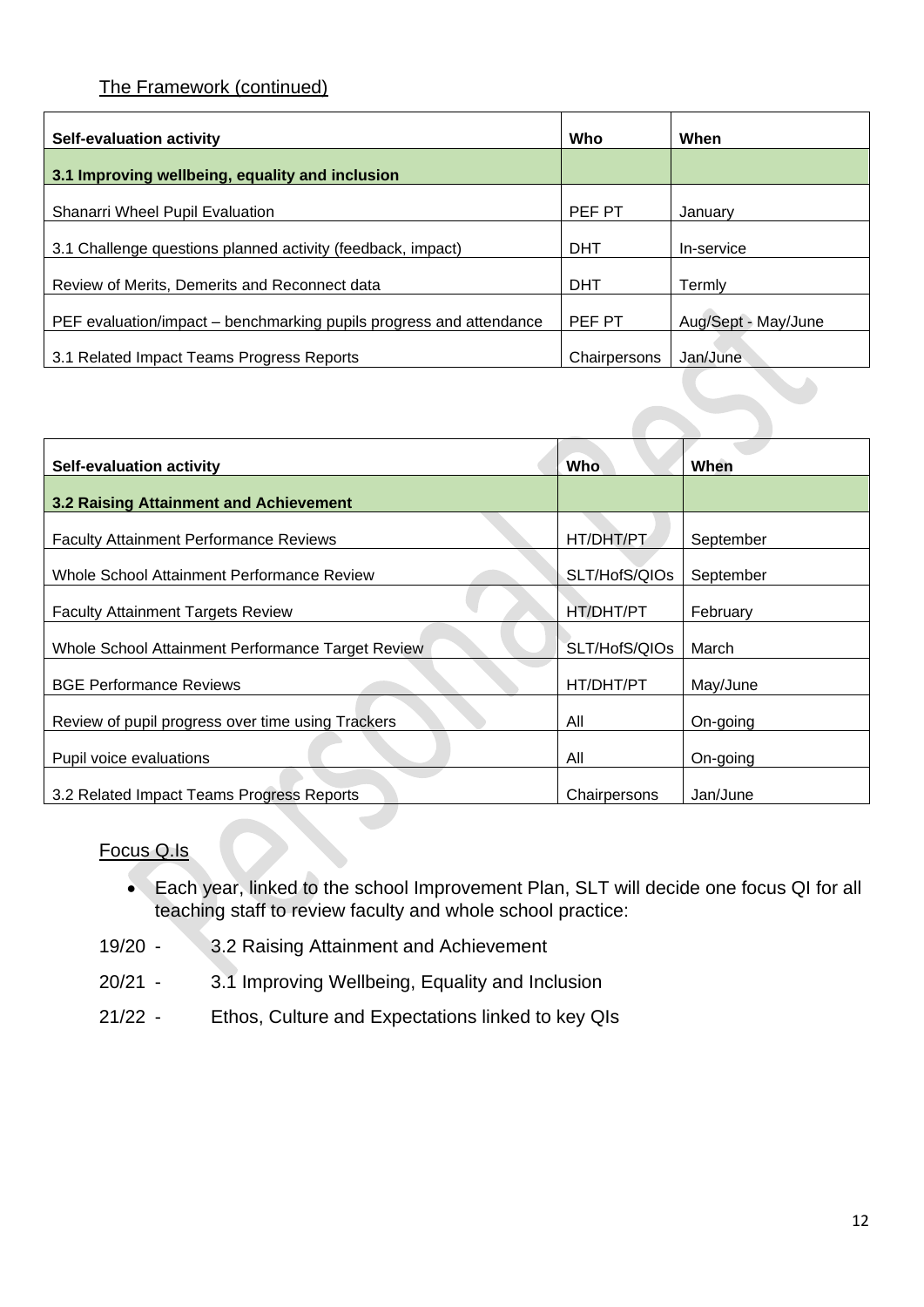The Framework (continued)

| **Self-evaluation activity** | **Who** | **When** |
|---|---|---|
| **3.1 Improving wellbeing, equality and inclusion** | | |
| Shanarri Wheel Pupil Evaluation | PEF PT | January |
| 3.1 Challenge questions planned activity (feedback, impact) | DHT | In-service |
| Review of Merits, Demerits and Reconnect data | DHT | Termly |
| PEF evaluation/impact – benchmarking pupils progress and attendance | PEF PT | Aug/Sept - May/June |
| 3.1 Related Impact Teams Progress Reports | Chairpersons | Jan/June |

| **Self-evaluation activity** | **Who** | **When** |
|---|---|---|
| **3.2 Raising Attainment and Achievement** | | |
| Faculty Attainment Performance Reviews | HT/DHT/PT | September |
| Whole School Attainment Performance Review | SLT/HofS/QIOs | September |
| Faculty Attainment Targets Review | HT/DHT/PT | February |
| Whole School Attainment Performance Target Review | SLT/HofS/QIOs | March |
| BGE Performance Reviews | HT/DHT/PT | May/June |
| Review of pupil progress over time using Trackers | All | On-going |
| Pupil voice evaluations | All | On-going |
| 3.2 Related Impact Teams Progress Reports | Chairpersons | Jan/June |

Focus Q.Is

- Each year, linked to the school Improvement Plan, SLT will decide one focus QI for all teaching staff to review faculty and whole school practice:

19/20 - 3.2 Raising Attainment and Achievement

20/21 - 3.1 Improving Wellbeing, Equality and Inclusion

21/22 - Ethos, Culture and Expectations linked to key QIs